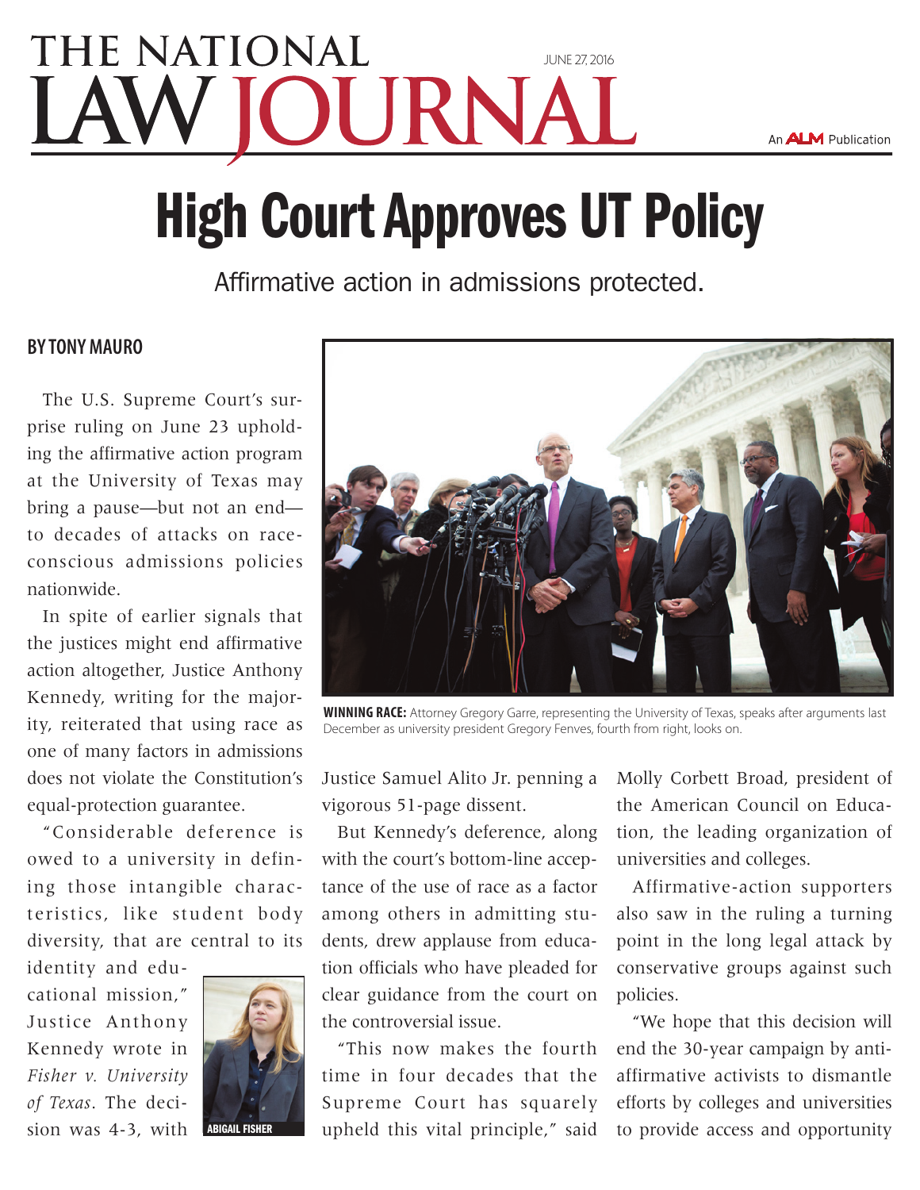# THE NATIONAL LAW JOURNAL

JUNE 27, 2016

An ALM Publication

# High Court Approves UT Policy

Affirmative action in admissions protected.

**BY TONY MAURO**

The U.S. Supreme Court's surprise ruling on June 23 upholding the affirmative action program at the University of Texas may bring a pause—but not an end—to decades of attacks on race-conscious admissions policies nationwide.

In spite of earlier signals that the justices might end affirmative action altogether, Justice Anthony Kennedy, writing for the majority, reiterated that using race as one of many factors in admissions does not violate the Constitution's equal-protection guarantee.

"Considerable deference is owed to a university in defining those intangible characteristics, like student body diversity, that are central to its identity and educational mission," Justice Anthony Kennedy wrote in *Fisher v. University of Texas*. The decision was 4-3, with Justice Samuel Alito Jr. penning a vigorous 51-page dissent.

ABIGAIL FISHER

**WINNING RACE:** Attorney Gregory Garre, representing the University of Texas, speaks after arguments last December as university president Gregory Fenves, fourth from right, looks on.

But Kennedy's deference, along with the court's bottom-line acceptance of the use of race as a factor among others in admitting students, drew applause from education officials who have pleaded for clear guidance from the court on the controversial issue.

"This now makes the fourth time in four decades that the Supreme Court has squarely upheld this vital principle," said Molly Corbett Broad, president of the American Council on Education, the leading organization of universities and colleges.

Affirmative-action supporters also saw in the ruling a turning point in the long legal attack by conservative groups against such policies.

"We hope that this decision will end the 30-year campaign by anti-affirmative activists to dismantle efforts by colleges and universities to provide access and opportunity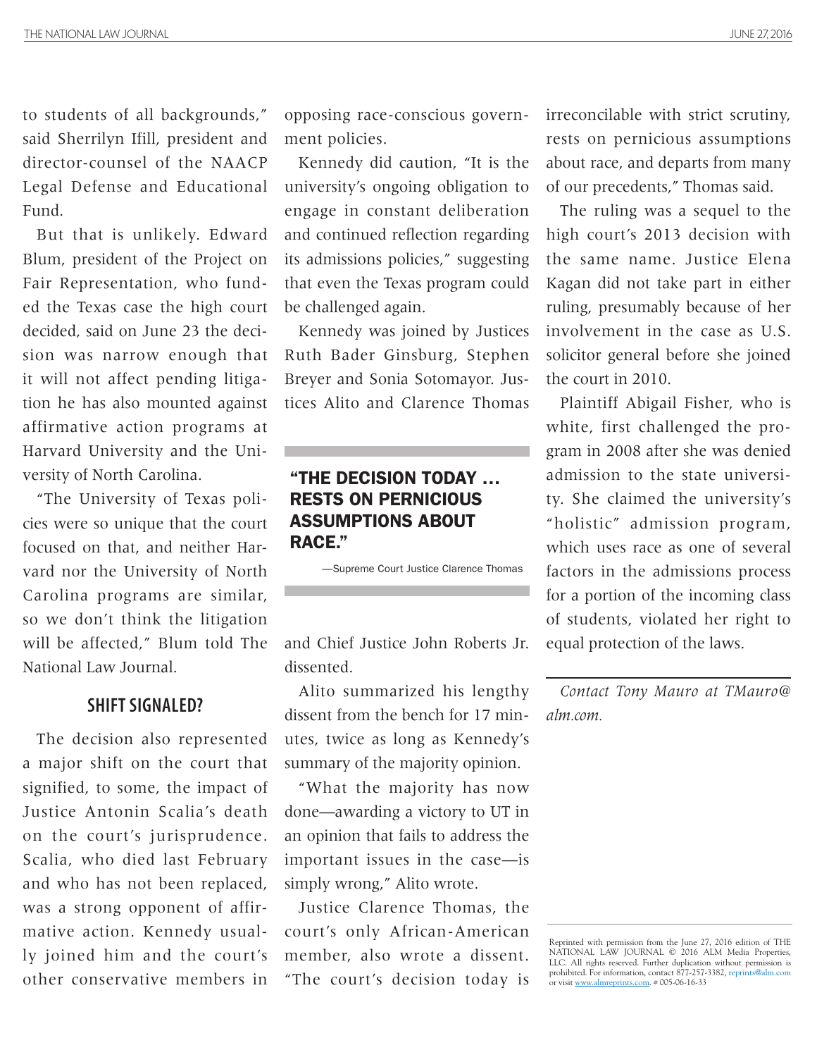to students of all backgrounds," said Sherrilyn Ifill, president and director-counsel of the NAACP Legal Defense and Educational Fund.

But that is unlikely. Edward Blum, president of the Project on Fair Representation, who funded the Texas case the high court decided, said on June 23 the decision was narrow enough that it will not affect pending litigation he has also mounted against affirmative action programs at Harvard University and the University of North Carolina.

"The University of Texas policies were so unique that the court focused on that, and neither Harvard nor the University of North Carolina programs are similar, so we don't think the litigation will be affected," Blum told The National Law Journal.

### SHIFT SIGNALED?

The decision also represented a major shift on the court that signified, to some, the impact of Justice Antonin Scalia's death on the court's jurisprudence. Scalia, who died last February and who has not been replaced, was a strong opponent of affirmative action. Kennedy usually joined him and the court's other conservative members in opposing race-conscious government policies.

Kennedy did caution, "It is the university's ongoing obligation to engage in constant deliberation and continued reflection regarding its admissions policies," suggesting that even the Texas program could be challenged again.

Kennedy was joined by Justices Ruth Bader Ginsburg, Stephen Breyer and Sonia Sotomayor. Justices Alito and Clarence Thomas and Chief Justice John Roberts Jr. dissented.

**"THE DECISION TODAY … RESTS ON PERNICIOUS ASSUMPTIONS ABOUT RACE."**

—Supreme Court Justice Clarence Thomas

Alito summarized his lengthy dissent from the bench for 17 minutes, twice as long as Kennedy's summary of the majority opinion.

"What the majority has now done—awarding a victory to UT in an opinion that fails to address the important issues in the case—is simply wrong," Alito wrote.

Justice Clarence Thomas, the court's only African-American member, also wrote a dissent. "The court's decision today is irreconcilable with strict scrutiny, rests on pernicious assumptions about race, and departs from many of our precedents," Thomas said.

The ruling was a sequel to the high court's 2013 decision with the same name. Justice Elena Kagan did not take part in either ruling, presumably because of her involvement in the case as U.S. solicitor general before she joined the court in 2010.

Plaintiff Abigail Fisher, who is white, first challenged the program in 2008 after she was denied admission to the state university. She claimed the university's "holistic" admission program, which uses race as one of several factors in the admissions process for a portion of the incoming class of students, violated her right to equal protection of the laws.

---

*Contact Tony Mauro at TMauro@alm.com.*

Reprinted with permission from the June 27, 2016 edition of THE NATIONAL LAW JOURNAL © 2016 ALM Media Properties, LLC. All rights reserved. Further duplication without permission is prohibited. For information, contact 877-257-3382, reprints@alm.com or visit www.almreprints.com. # 005-06-16-33